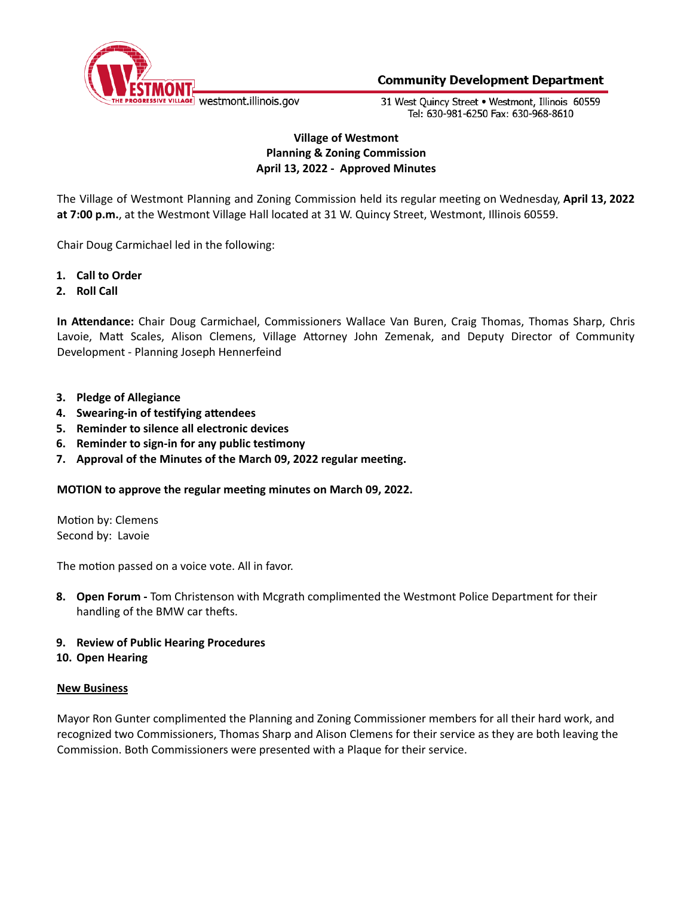Community Development Department

westmont.illinois.gov

31 West Quincy Street • Westmont, Illinois 60559
Tel: 630-981-6250 Fax: 630-968-8610

**Village of Westmont**
**Planning & Zoning Commission**
**April 13, 2022 - Approved Minutes**

The Village of Westmont Planning and Zoning Commission held its regular meeting on Wednesday, **April 13, 2022 at 7:00 p.m.**, at the Westmont Village Hall located at 31 W. Quincy Street, Westmont, Illinois 60559.

Chair Doug Carmichael led in the following:

1. **Call to Order**
2. **Roll Call**

**In Attendance:** Chair Doug Carmichael, Commissioners Wallace Van Buren, Craig Thomas, Thomas Sharp, Chris Lavoie, Matt Scales, Alison Clemens, Village Attorney John Zemenak, and Deputy Director of Community Development - Planning Joseph Hennerfeind

3. **Pledge of Allegiance**
4. **Swearing-in of testifying attendees**
5. **Reminder to silence all electronic devices**
6. **Reminder to sign-in for any public testimony**
7. **Approval of the Minutes of the March 09, 2022 regular meeting.**

**MOTION to approve the regular meeting minutes on March 09, 2022.**

Motion by: Clemens
Second by: Lavoie

The motion passed on a voice vote. All in favor.

8. **Open Forum -** Tom Christenson with Mcgrath complimented the Westmont Police Department for their handling of the BMW car thefts.

9. **Review of Public Hearing Procedures**
10. **Open Hearing**

**New Business**

Mayor Ron Gunter complimented the Planning and Zoning Commissioner members for all their hard work, and recognized two Commissioners, Thomas Sharp and Alison Clemens for their service as they are both leaving the Commission. Both Commissioners were presented with a Plaque for their service.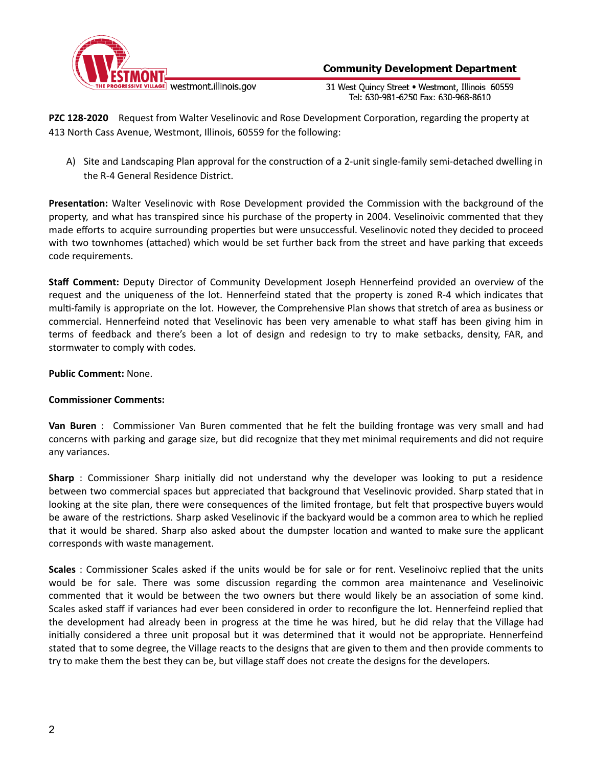**PZC 128-2020** Request from Walter Veselinovic and Rose Development Corporation, regarding the property at 413 North Cass Avenue, Westmont, Illinois, 60559 for the following:

A) Site and Landscaping Plan approval for the construction of a 2-unit single-family semi-detached dwelling in the R-4 General Residence District.

**Presentation:** Walter Veselinovic with Rose Development provided the Commission with the background of the property, and what has transpired since his purchase of the property in 2004. Veselinoivic commented that they made efforts to acquire surrounding properties but were unsuccessful. Veselinovic noted they decided to proceed with two townhomes (attached) which would be set further back from the street and have parking that exceeds code requirements.

**Staff Comment:** Deputy Director of Community Development Joseph Hennerfeind provided an overview of the request and the uniqueness of the lot. Hennerfeind stated that the property is zoned R-4 which indicates that multi-family is appropriate on the lot. However, the Comprehensive Plan shows that stretch of area as business or commercial. Hennerfeind noted that Veselinovic has been very amenable to what staff has been giving him in terms of feedback and there's been a lot of design and redesign to try to make setbacks, density, FAR, and stormwater to comply with codes.

**Public Comment:** None.

**Commissioner Comments:**

**Van Buren** : Commissioner Van Buren commented that he felt the building frontage was very small and had concerns with parking and garage size, but did recognize that they met minimal requirements and did not require any variances.

**Sharp** : Commissioner Sharp initially did not understand why the developer was looking to put a residence between two commercial spaces but appreciated that background that Veselinovic provided. Sharp stated that in looking at the site plan, there were consequences of the limited frontage, but felt that prospective buyers would be aware of the restrictions. Sharp asked Veselinovic if the backyard would be a common area to which he replied that it would be shared. Sharp also asked about the dumpster location and wanted to make sure the applicant corresponds with waste management.

**Scales** : Commissioner Scales asked if the units would be for sale or for rent. Veselinoivc replied that the units would be for sale. There was some discussion regarding the common area maintenance and Veselinoivic commented that it would be between the two owners but there would likely be an association of some kind. Scales asked staff if variances had ever been considered in order to reconfigure the lot. Hennerfeind replied that the development had already been in progress at the time he was hired, but he did relay that the Village had initially considered a three unit proposal but it was determined that it would not be appropriate. Hennerfeind stated that to some degree, the Village reacts to the designs that are given to them and then provide comments to try to make them the best they can be, but village staff does not create the designs for the developers.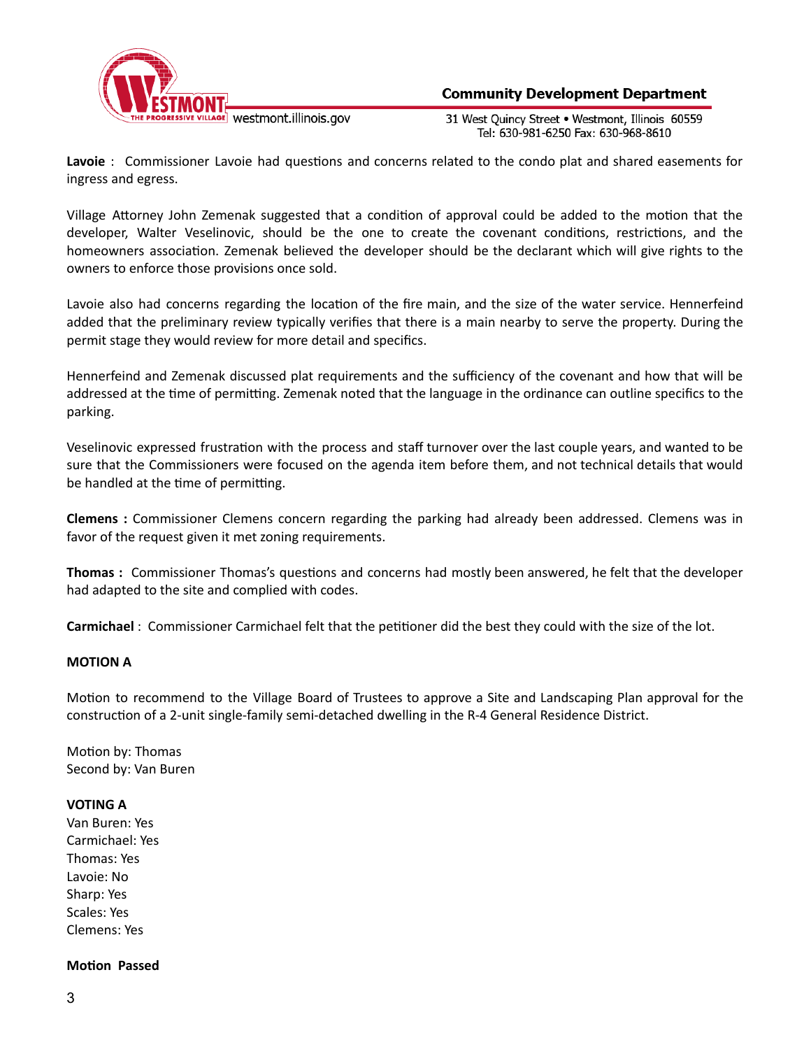**Lavoie** : Commissioner Lavoie had questions and concerns related to the condo plat and shared easements for ingress and egress.

Village Attorney John Zemenak suggested that a condition of approval could be added to the motion that the developer, Walter Veselinovic, should be the one to create the covenant conditions, restrictions, and the homeowners association. Zemenak believed the developer should be the declarant which will give rights to the owners to enforce those provisions once sold.

Lavoie also had concerns regarding the location of the fire main, and the size of the water service. Hennerfeind added that the preliminary review typically verifies that there is a main nearby to serve the property. During the permit stage they would review for more detail and specifics.

Hennerfeind and Zemenak discussed plat requirements and the sufficiency of the covenant and how that will be addressed at the time of permitting. Zemenak noted that the language in the ordinance can outline specifics to the parking.

Veselinovic expressed frustration with the process and staff turnover over the last couple years, and wanted to be sure that the Commissioners were focused on the agenda item before them, and not technical details that would be handled at the time of permitting.

**Clemens :** Commissioner Clemens concern regarding the parking had already been addressed. Clemens was in favor of the request given it met zoning requirements.

**Thomas :** Commissioner Thomas's questions and concerns had mostly been answered, he felt that the developer had adapted to the site and complied with codes.

**Carmichael** : Commissioner Carmichael felt that the petitioner did the best they could with the size of the lot.

**MOTION A**

Motion to recommend to the Village Board of Trustees to approve a Site and Landscaping Plan approval for the construction of a 2-unit single-family semi-detached dwelling in the R-4 General Residence District.

Motion by: Thomas
Second by: Van Buren

**VOTING A**
Van Buren: Yes
Carmichael: Yes
Thomas: Yes
Lavoie: No
Sharp: Yes
Scales: Yes
Clemens: Yes

**Motion Passed**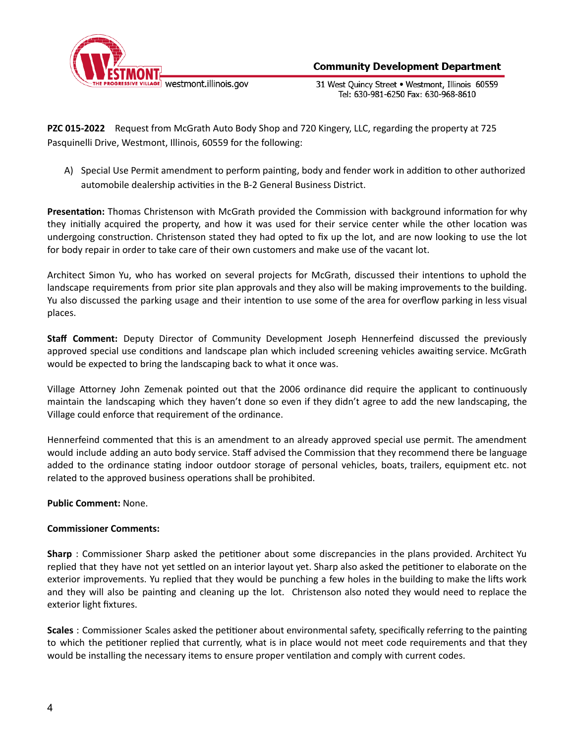**PZC 015-2022** Request from McGrath Auto Body Shop and 720 Kingery, LLC, regarding the property at 725 Pasquinelli Drive, Westmont, Illinois, 60559 for the following:

A) Special Use Permit amendment to perform painting, body and fender work in addition to other authorized automobile dealership activities in the B-2 General Business District.

**Presentation:** Thomas Christenson with McGrath provided the Commission with background information for why they initially acquired the property, and how it was used for their service center while the other location was undergoing construction. Christenson stated they had opted to fix up the lot, and are now looking to use the lot for body repair in order to take care of their own customers and make use of the vacant lot.

Architect Simon Yu, who has worked on several projects for McGrath, discussed their intentions to uphold the landscape requirements from prior site plan approvals and they also will be making improvements to the building. Yu also discussed the parking usage and their intention to use some of the area for overflow parking in less visual places.

**Staff Comment:** Deputy Director of Community Development Joseph Hennerfeind discussed the previously approved special use conditions and landscape plan which included screening vehicles awaiting service. McGrath would be expected to bring the landscaping back to what it once was.

Village Attorney John Zemenak pointed out that the 2006 ordinance did require the applicant to continuously maintain the landscaping which they haven't done so even if they didn't agree to add the new landscaping, the Village could enforce that requirement of the ordinance.

Hennerfeind commented that this is an amendment to an already approved special use permit. The amendment would include adding an auto body service. Staff advised the Commission that they recommend there be language added to the ordinance stating indoor outdoor storage of personal vehicles, boats, trailers, equipment etc. not related to the approved business operations shall be prohibited.

**Public Comment:** None.

**Commissioner Comments:**

**Sharp** : Commissioner Sharp asked the petitioner about some discrepancies in the plans provided. Architect Yu replied that they have not yet settled on an interior layout yet. Sharp also asked the petitioner to elaborate on the exterior improvements. Yu replied that they would be punching a few holes in the building to make the lifts work and they will also be painting and cleaning up the lot. Christenson also noted they would need to replace the exterior light fixtures.

**Scales** : Commissioner Scales asked the petitioner about environmental safety, specifically referring to the painting to which the petitioner replied that currently, what is in place would not meet code requirements and that they would be installing the necessary items to ensure proper ventilation and comply with current codes.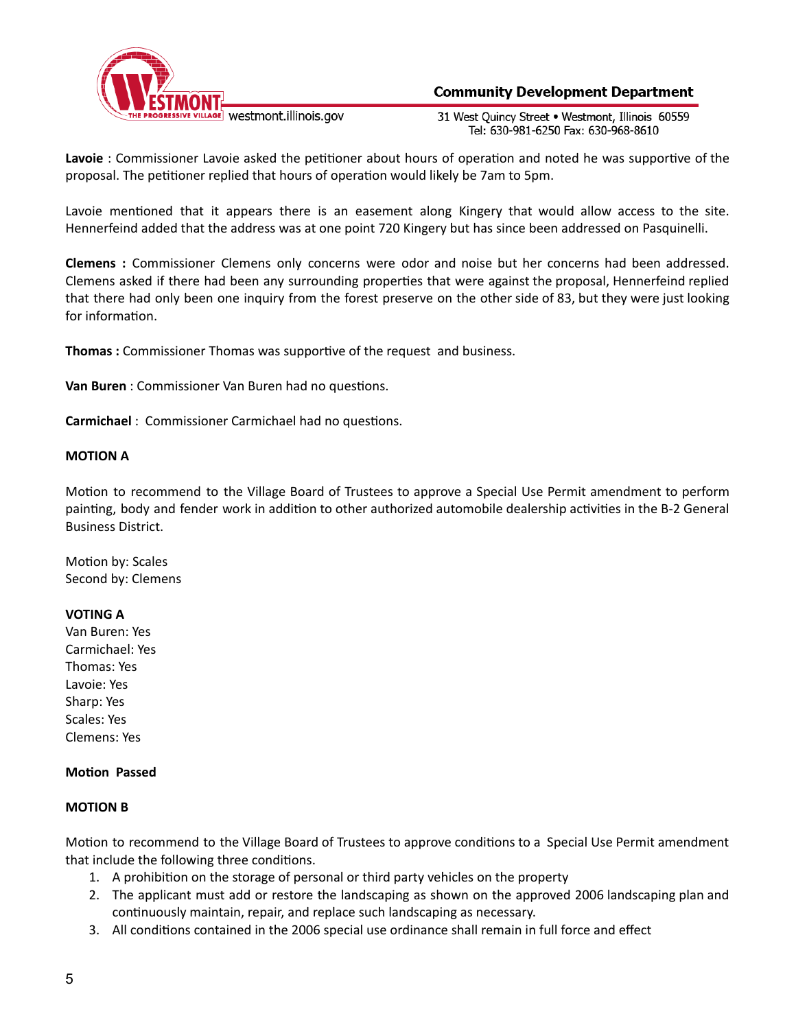**Lavoie** : Commissioner Lavoie asked the petitioner about hours of operation and noted he was supportive of the proposal. The petitioner replied that hours of operation would likely be 7am to 5pm.

Lavoie mentioned that it appears there is an easement along Kingery that would allow access to the site. Hennerfeind added that the address was at one point 720 Kingery but has since been addressed on Pasquinelli.

**Clemens :** Commissioner Clemens only concerns were odor and noise but her concerns had been addressed. Clemens asked if there had been any surrounding properties that were against the proposal, Hennerfeind replied that there had only been one inquiry from the forest preserve on the other side of 83, but they were just looking for information.

**Thomas :** Commissioner Thomas was supportive of the request and business.

**Van Buren** : Commissioner Van Buren had no questions.

**Carmichael** : Commissioner Carmichael had no questions.

**MOTION A**

Motion to recommend to the Village Board of Trustees to approve a Special Use Permit amendment to perform painting, body and fender work in addition to other authorized automobile dealership activities in the B-2 General Business District.

Motion by: Scales
Second by: Clemens

**VOTING A**
Van Buren: Yes
Carmichael: Yes
Thomas: Yes
Lavoie: Yes
Sharp: Yes
Scales: Yes
Clemens: Yes

**Motion Passed**

**MOTION B**

Motion to recommend to the Village Board of Trustees to approve conditions to a Special Use Permit amendment that include the following three conditions.

1. A prohibition on the storage of personal or third party vehicles on the property
2. The applicant must add or restore the landscaping as shown on the approved 2006 landscaping plan and continuously maintain, repair, and replace such landscaping as necessary.
3. All conditions contained in the 2006 special use ordinance shall remain in full force and effect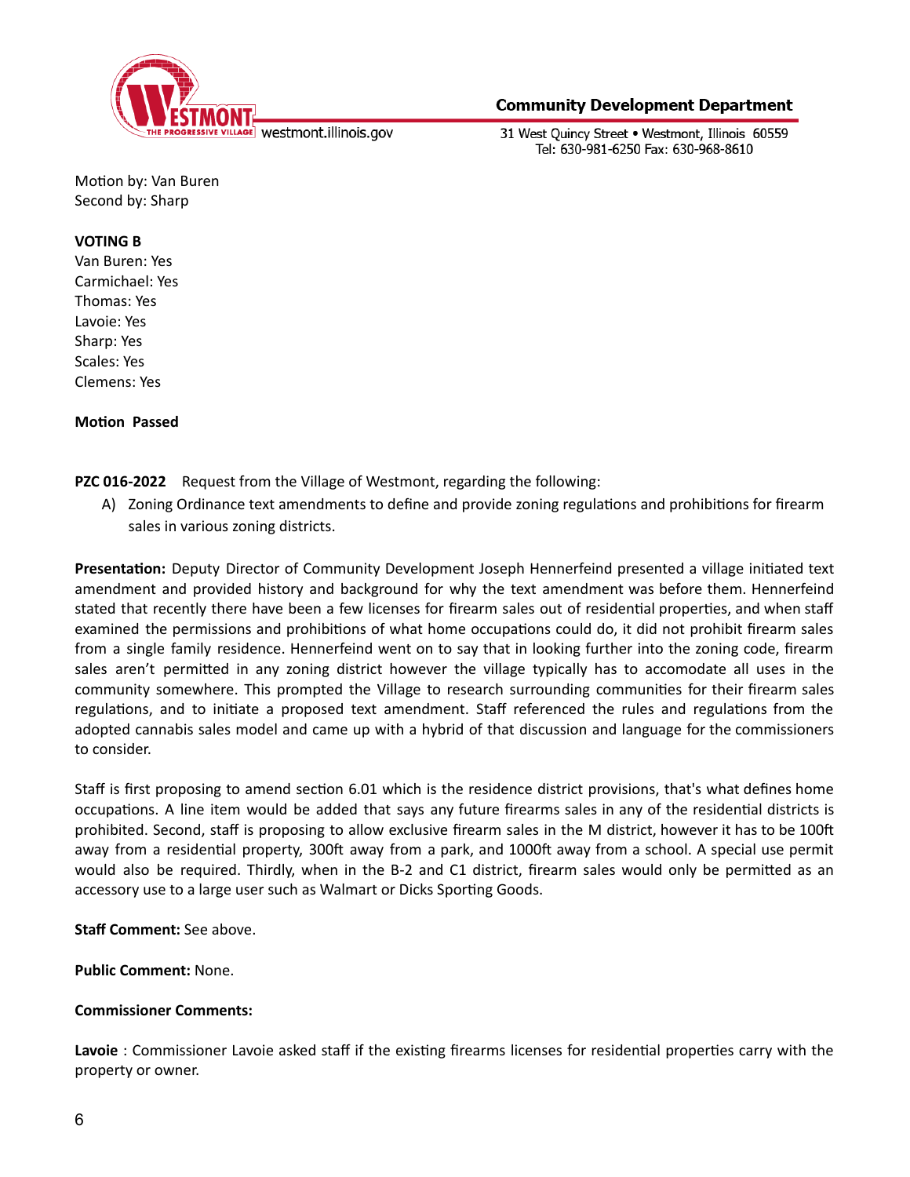Motion by: Van Buren
Second by: Sharp

**VOTING B**
Van Buren: Yes
Carmichael: Yes
Thomas: Yes
Lavoie: Yes
Sharp: Yes
Scales: Yes
Clemens: Yes

**Motion Passed**

**PZC 016-2022** Request from the Village of Westmont, regarding the following:

A) Zoning Ordinance text amendments to define and provide zoning regulations and prohibitions for firearm sales in various zoning districts.

**Presentation:** Deputy Director of Community Development Joseph Hennerfeind presented a village initiated text amendment and provided history and background for why the text amendment was before them. Hennerfeind stated that recently there have been a few licenses for firearm sales out of residential properties, and when staff examined the permissions and prohibitions of what home occupations could do, it did not prohibit firearm sales from a single family residence. Hennerfeind went on to say that in looking further into the zoning code, firearm sales aren't permitted in any zoning district however the village typically has to accomodate all uses in the community somewhere. This prompted the Village to research surrounding communities for their firearm sales regulations, and to initiate a proposed text amendment. Staff referenced the rules and regulations from the adopted cannabis sales model and came up with a hybrid of that discussion and language for the commissioners to consider.

Staff is first proposing to amend section 6.01 which is the residence district provisions, that's what defines home occupations. A line item would be added that says any future firearms sales in any of the residential districts is prohibited. Second, staff is proposing to allow exclusive firearm sales in the M district, however it has to be 100ft away from a residential property, 300ft away from a park, and 1000ft away from a school. A special use permit would also be required. Thirdly, when in the B-2 and C1 district, firearm sales would only be permitted as an accessory use to a large user such as Walmart or Dicks Sporting Goods.

**Staff Comment:** See above.

**Public Comment:** None.

**Commissioner Comments:**

**Lavoie** : Commissioner Lavoie asked staff if the existing firearms licenses for residential properties carry with the property or owner.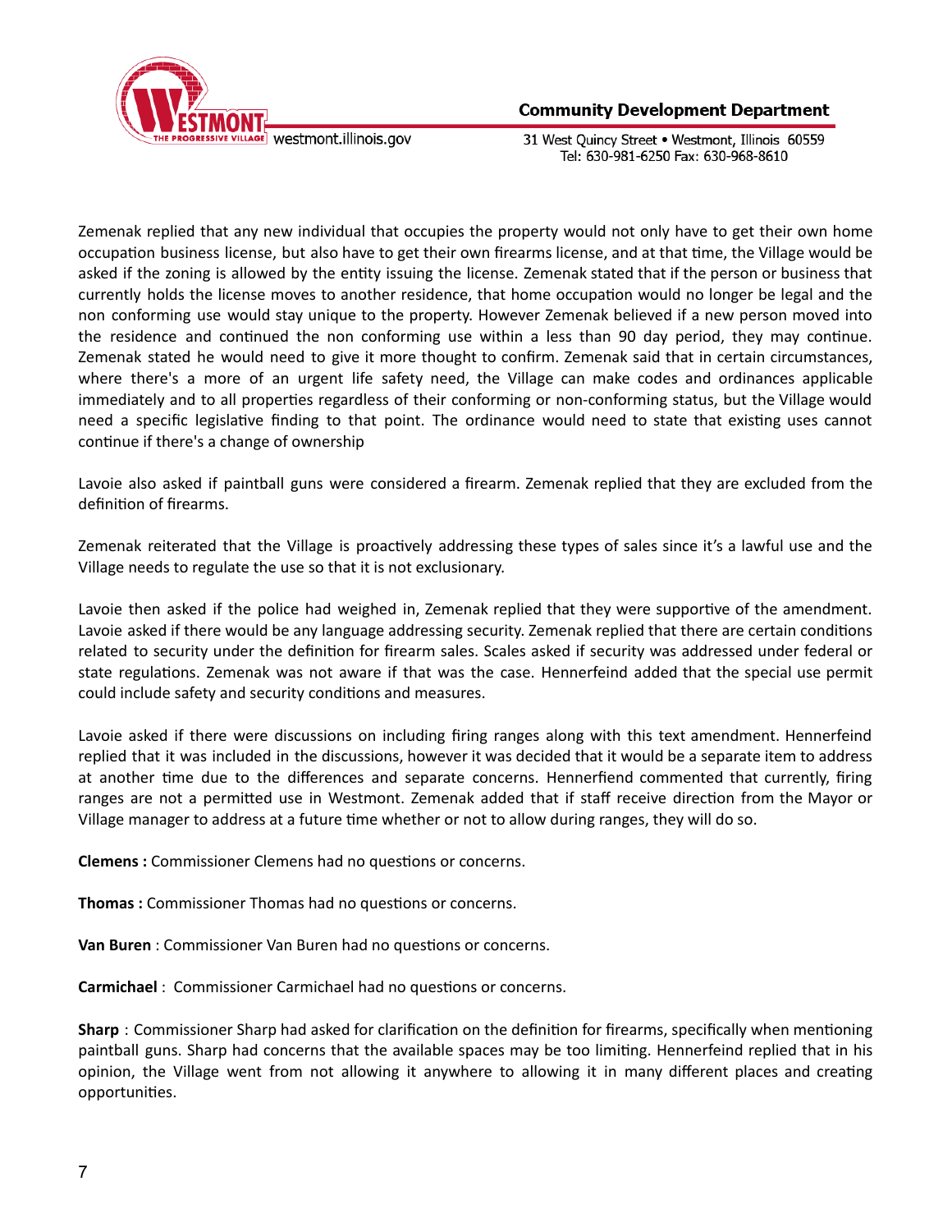Zemenak replied that any new individual that occupies the property would not only have to get their own home occupation business license, but also have to get their own firearms license, and at that time, the Village would be asked if the zoning is allowed by the entity issuing the license. Zemenak stated that if the person or business that currently holds the license moves to another residence, that home occupation would no longer be legal and the non conforming use would stay unique to the property. However Zemenak believed if a new person moved into the residence and continued the non conforming use within a less than 90 day period, they may continue. Zemenak stated he would need to give it more thought to confirm. Zemenak said that in certain circumstances, where there's a more of an urgent life safety need, the Village can make codes and ordinances applicable immediately and to all properties regardless of their conforming or non-conforming status, but the Village would need a specific legislative finding to that point. The ordinance would need to state that existing uses cannot continue if there's a change of ownership

Lavoie also asked if paintball guns were considered a firearm. Zemenak replied that they are excluded from the definition of firearms.

Zemenak reiterated that the Village is proactively addressing these types of sales since it's a lawful use and the Village needs to regulate the use so that it is not exclusionary.

Lavoie then asked if the police had weighed in, Zemenak replied that they were supportive of the amendment. Lavoie asked if there would be any language addressing security. Zemenak replied that there are certain conditions related to security under the definition for firearm sales. Scales asked if security was addressed under federal or state regulations. Zemenak was not aware if that was the case. Hennerfeind added that the special use permit could include safety and security conditions and measures.

Lavoie asked if there were discussions on including firing ranges along with this text amendment. Hennerfeind replied that it was included in the discussions, however it was decided that it would be a separate item to address at another time due to the differences and separate concerns. Hennerfiend commented that currently, firing ranges are not a permitted use in Westmont. Zemenak added that if staff receive direction from the Mayor or Village manager to address at a future time whether or not to allow during ranges, they will do so.

**Clemens :** Commissioner Clemens had no questions or concerns.

**Thomas :** Commissioner Thomas had no questions or concerns.

**Van Buren** : Commissioner Van Buren had no questions or concerns.

**Carmichael** : Commissioner Carmichael had no questions or concerns.

**Sharp** : Commissioner Sharp had asked for clarification on the definition for firearms, specifically when mentioning paintball guns. Sharp had concerns that the available spaces may be too limiting. Hennerfeind replied that in his opinion, the Village went from not allowing it anywhere to allowing it in many different places and creating opportunities.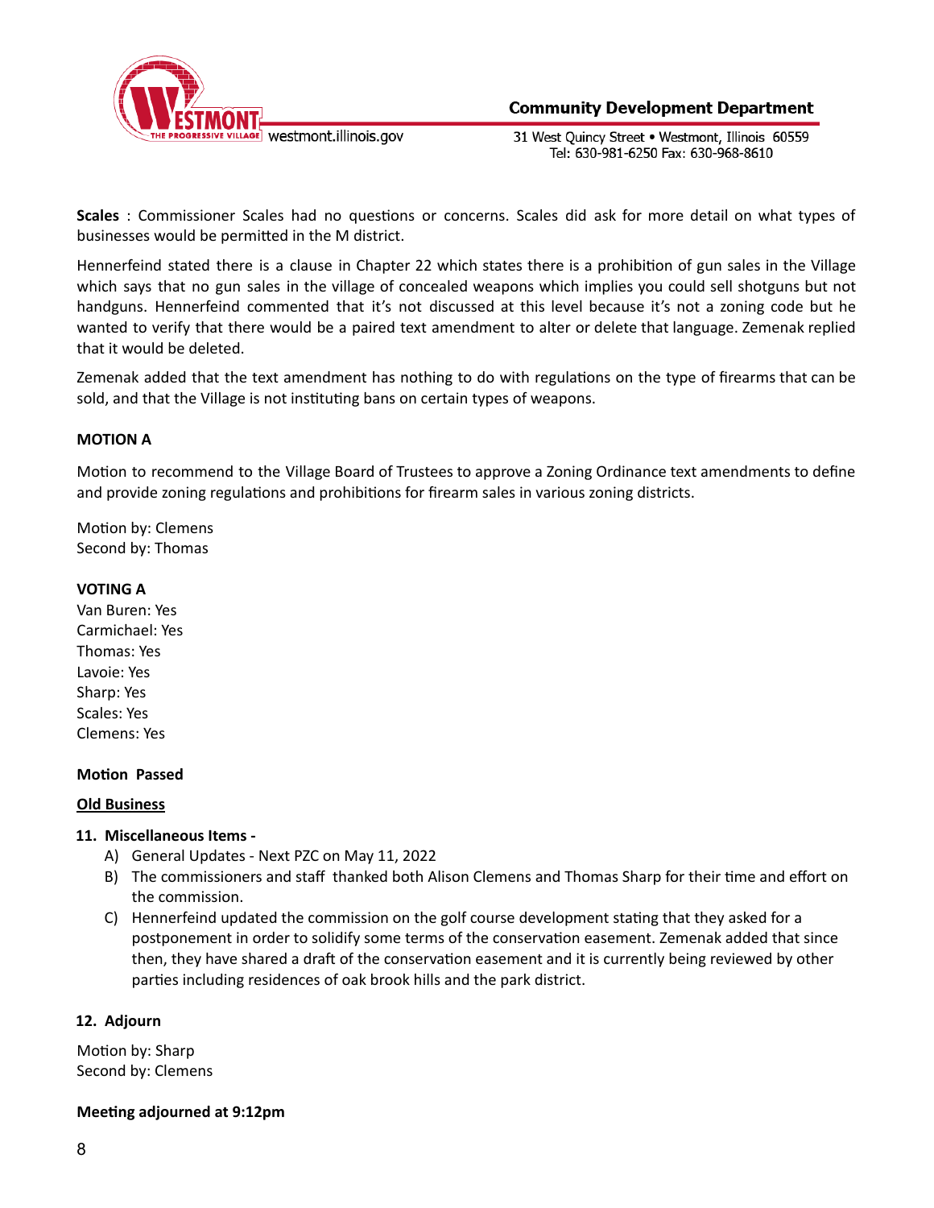**Scales** : Commissioner Scales had no questions or concerns. Scales did ask for more detail on what types of businesses would be permitted in the M district.

Hennerfeind stated there is a clause in Chapter 22 which states there is a prohibition of gun sales in the Village which says that no gun sales in the village of concealed weapons which implies you could sell shotguns but not handguns. Hennerfeind commented that it's not discussed at this level because it's not a zoning code but he wanted to verify that there would be a paired text amendment to alter or delete that language. Zemenak replied that it would be deleted.

Zemenak added that the text amendment has nothing to do with regulations on the type of firearms that can be sold, and that the Village is not instituting bans on certain types of weapons.

**MOTION A**

Motion to recommend to the Village Board of Trustees to approve a Zoning Ordinance text amendments to define and provide zoning regulations and prohibitions for firearm sales in various zoning districts.

Motion by: Clemens
Second by: Thomas

**VOTING A**

Van Buren: Yes
Carmichael: Yes
Thomas: Yes
Lavoie: Yes
Sharp: Yes
Scales: Yes
Clemens: Yes

**Motion Passed**

**Old Business**

**11. Miscellaneous Items -**

A) General Updates - Next PZC on May 11, 2022
B) The commissioners and staff thanked both Alison Clemens and Thomas Sharp for their time and effort on the commission.
C) Hennerfeind updated the commission on the golf course development stating that they asked for a postponement in order to solidify some terms of the conservation easement. Zemenak added that since then, they have shared a draft of the conservation easement and it is currently being reviewed by other parties including residences of oak brook hills and the park district.

**12. Adjourn**

Motion by: Sharp
Second by: Clemens

**Meeting adjourned at 9:12pm**